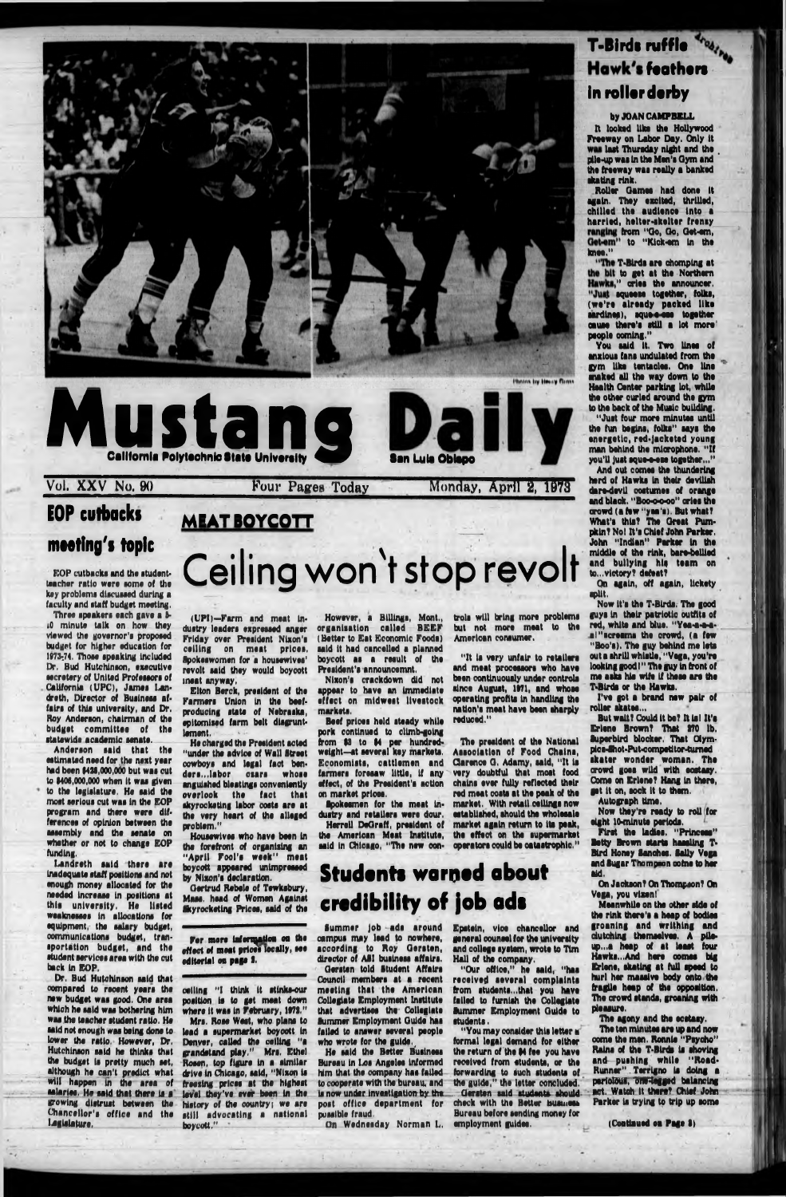Photos by Henry Dunn

# Mustang Daily

California Polytechnic State University — San Luis Obispo

Vol. XXV No. 90 — Four Pages Today — Monday, April 2, 1973

## EOP cutbacks meeting's topic

EOP cutbacks and the student-teacher ratio were some of the key problems discussed during a faculty and staff budget meeting.

Three speakers each gave a 5-10 minute talk on how they viewed the governor's proposed budget for higher education for 1973-74. Those speaking included Dr. Bud Hutchinson, executive secretary of United Professors of California (UPC), James Landreth, Director of Business affairs of this university, and Dr. Roy Anderson, chairman of the budget committee of the statewide academic senate.

Anderson said that the estimated need for the next year had been $438,000,000 but was cut to $406,000,000 when it was given to the legislature. He said the most serious cut was in the EOP program and there were differences of opinion between the assembly and the senate on whether or not to change EOP funding.

Landreth said there are inadequate staff positions and not enough money allocated for the needed increase in positions at this university. He listed weaknesses in allocations for equipment, the salary budget, communications budget, transportation budget, and the student services area with the cut back in EOP.

Dr. Bud Hutchinson said that compared to recent years the new budget was good. One area which he said was bothering him was the teacher student ratio. He said not enough was being done to lower the ratio. However, Dr. Hutchinson said he thinks that the budget is pretty much set, although he can't predict what will happen in the area of salaries. He said that there is a growing distrust between the Chancellor's office and the Legislature.

## MEAT BOYCOTT

# Ceiling won't stop revolt

(UPI)—Farm and meat industry leaders expressed anger Friday over President Nixon's ceiling on meat prices. Spokeswomen for a housewives' revolt said they would boycott meat anyway.

Elton Berck, president of the Farmers Union in the beef-producing state of Nebraska, epitomized farm belt disgruntlement.

He charged the President acted "under the advice of Wall Street cowboys and legal fact benders...labor czars whose anguished bleatings conveniently overlook the fact that skyrocketing labor costs are at the very heart of the alleged problem."

Housewives who have been in the forefront of organizing an "April Fool's week" meat boycott appeared unimpressed by Nixon's declaration.

Gertrud Rebels of Tewksbury, Mass. head of Women Against Skyrocketing Prices, said of the

**For more information on the effect of meat prices locally, see editorial on page 2.**

ceiling "I think it stinks-our position is to get meat down where it was in February, 1972."

Mrs. Rose West, who plans to lead a supermarket boycott in Denver, called the ceiling "a grandstand play." Mrs. Ethel Rosen, top figure in a similar drive in Chicago, said, "Nixon is freezing prices at the highest level they've ever been in the history of the country; we are still advocating a national boycott."

However, a Billings, Mont., organization called BEEF (Better to Eat Economic Foods) said it had cancelled a planned boycott as a result of the President's announcement.

Nixon's crackdown did not appear to have an immediate effect on midwest livestock markets.

Beef prices held steady while pork continued to climb-going from $3 to $4 per hundred-weight—at several key markets. Economists, cattlemen and farmers foresaw little, if any effect, of the President's action on market prices.

Spokesmen for the meat industry and retailers were dour. Herrell DeGraff, president of the American Meat Institute, said in Chicago, "The new controls will bring more problems but not more meat to the American consumer.

"It is very unfair to retailers and meat processors who have been continuously under controls since August, 1971, and whose operating profits in handling the nation's meat have been sharply reduced."

The president of the National Association of Food Chains, Clarence G. Adamy, said, "It is very doubtful that most food chains ever fully reflected their red meat costs at the peak of the market. With retail ceilings now established, should the wholesale market again return to its peak, the effect on the supermarket operators could be catastrophic."

## Students warned about credibility of job ads

Summer job ads around campus may lead to nowhere, according to Roy Gersten, director of ASI business affairs.

Gersten told Student Affairs Council members at a recent meeting that the American Collegiate Employment Institute that advertises the Collegiate Summer Employment Guide has failed to answer several people who wrote for the guide.

He said the Better Business Bureau in Los Angeles informed him that the company has failed to cooperate with the bureau, and is now under investigation by the post office department for possible fraud.

On Wednesday Norman L. Epstein, vice chancellor and general counsel for the university and college system, wrote to Tim Hall of the company.

"Our office," he said, "has received several complaints from students...that you have failed to furnish the Collegiate Summer Employment Guide to students.

"You may consider this letter a formal legal demand for either the return of the $4 fee you have received from students, or the forwarding to such students of the guide," the letter concluded.

Gersten said students should check with the Better Business Bureau before sending money for employment guides.

## T-Birds ruffle Hawk's feathers in roller derby

by JOAN CAMPBELL

It looked like the Hollywood Freeway on Labor Day. Only it was last Thursday night and the pile-up was in the Men's Gym and the freeway was really a banked skating rink.

Roller Games had done it again. They excited, thrilled, chilled the audience into a harried, helter-skelter frenzy ranging from "Go, Go, Get-em, Get-em" to "Kick-em in the knee."

"The T-Birds are chomping at the bit to get at the Northern Hawks," cries the announcer. "Just squeeze together, folks, (we're already packed like sardines), sque-e-eze together cause there's still a lot more people coming."

You said it. Two lines of anxious fans undulated from the gym like tentacles. One line snaked all the way down to the Health Center parking lot, while the other curled around the gym to the back of the Music building.

"Just four more minutes until the fun begins, folks" says the energetic, red-jacketed young man behind the microphone. "If you'll just sque-e-eze together..."

And out comes the thundering herd of Hawks in their devilish dare-devil costumes of orange and black. "Boo-o-o-oo" cries the crowd (a few "yea's). But what? What's this? The Great Pumpkin? No! It's Chief John Parker. John "Indian" Parker in the middle of the rink, bare-bellied and bullying his team on to...victory? defeat?

On again, off again, lickety split.

Now it's the T-Birds. The good guys in their patriotic outfits of red, white and blue. "Yea-a-a-a-a!" screams the crowd, (a few "Boo's). The guy behind me lets out a shrill whistle, "Vega, you're looking good!" The guy in front of me asks his wife if these are the T-Birds or the Hawks.

I've got a brand new pair of roller skates...

But wait? Could it be? It is! It's Erlene Brown? That 270 lb. Superbird blocker. That Olympics-Shot-Put-competitor-turned skater wonder woman. The crowd goes wild with ecstasy. Come on Erlene? Hang in there, get it on, sock it to them.

Autograph time.

Now they're ready to roll for eight 10-minute periods.

First the ladies. "Princess" Betty Brown starts hasseling T-Bird Honey Sanchez. Sally Vega and Sugar Thompson come to her aid.

On Jackson? On Thompson? On Vega, you vixen!

Meanwhile on the other side of the rink there's a heap of bodies groaning and writhing and clutching themselves. A pile-up...a heap of at least four Hawks...And here comes big Erlene, skating at full speed to hurl her massive body onto the fragile heap of the opposition. The crowd stands, groaning with pleasure.

The agony and the ecstasy.

The ten minutes are up and now come the men. Ronnie "Psycho" Rains of the T-Birds is shoving and pushing while "Road-Runner" Terrigno is doing a perilous, one-legged balancing act. Watch it there? Chief John Parker is trying to trip up some

(Continued on Page 3)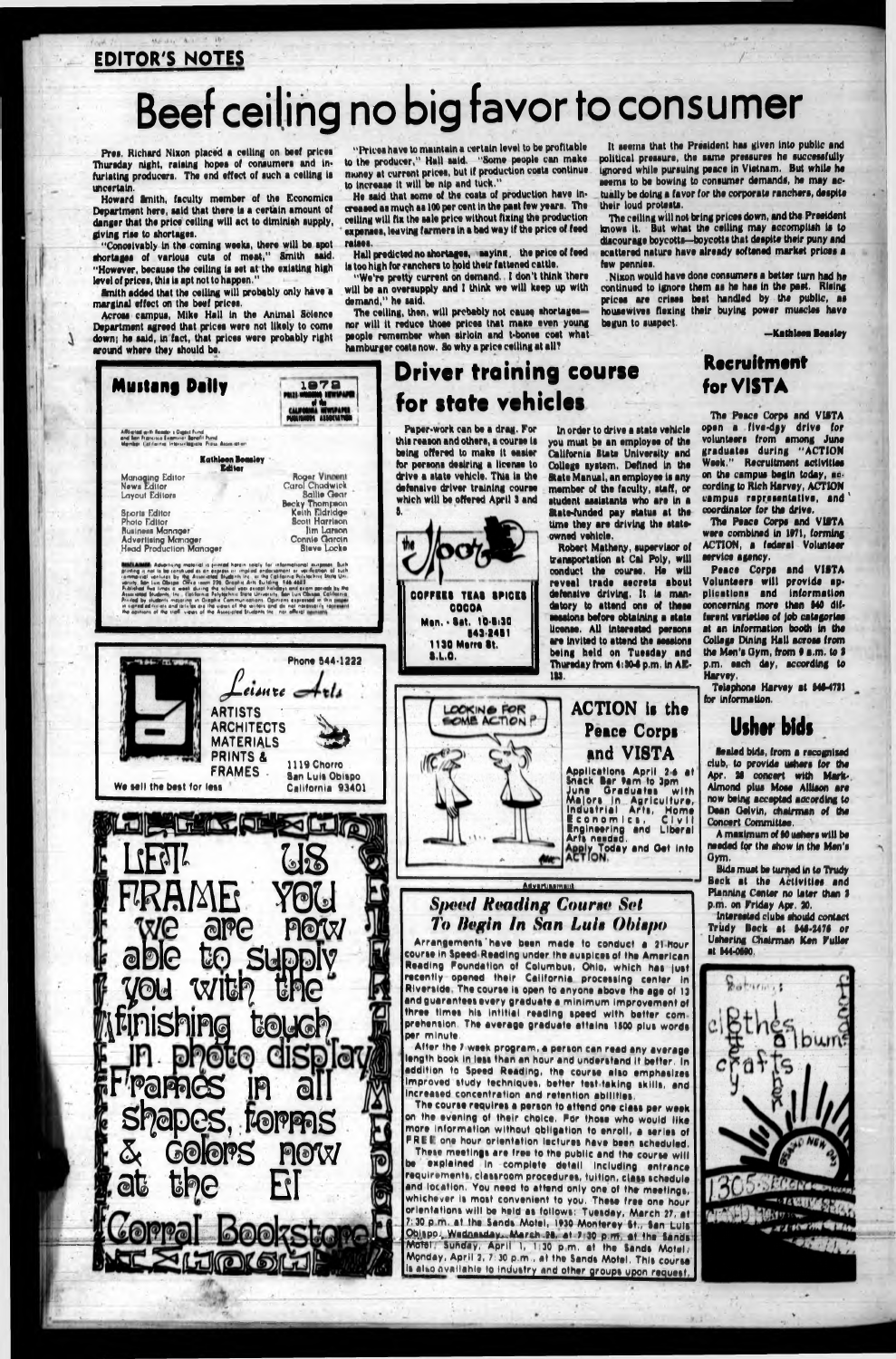EDITOR'S NOTES

# Beef ceiling no big favor to consumer

Pres. Richard Nixon placed a ceiling on beef prices Thursday night, raising hopes of consumers and infuriating producers. The end effect of such a ceiling is uncertain.

Howard Smith, faculty member of the Economics Department here, said that there is a certain amount of danger that the price ceiling will act to diminish supply, giving rise to shortages.

"Conceivably in the coming weeks, there will be spot shortages of various cuts of meat," Smith said. "However, because the ceiling is set at the existing high level of prices, this is apt not to happen."

Smith added that the ceiling will probably only have a marginal effect on the beef prices.

Across campus, Mike Hall in the Animal Science Department agreed that prices were not likely to come down; he said, in fact, that prices were probably right around where they should be.

"Prices have to maintain a certain level to be profitable to the producer," Hall said. "Some people can make money at current prices, but if production costs continue to increase it will be nip and tuck."

He said that some of the costs of production have increased as much as 100 per cent in the past few years. The ceiling will fix the sale price without fixing the production expenses, leaving farmers in a bad way if the price of feed raises.

Hall predicted no shortages, saying the price of feed is too high for ranchers to hold their fattened cattle.

"We're pretty current on demand. I don't think there will be an oversupply and I think we will keep up with demand," he said.

The ceiling, then, will probably not cause shortages—nor will it reduce those prices that make even young people remember when sirloin and t-bones cost what hamburger costs now. So why a price ceiling at all?

It seems that the President has given into public and political pressure, the same pressures he successfully ignored while pursuing peace in Vietnam. But while he seems to be bowing to consumer demands, he may actually be doing a favor for the corporate ranchers, despite their loud protests.

The ceiling will not bring prices down, and the President knows it. But what the ceiling may accomplish is to discourage boycotts—boycotts that despite their puny and scattered nature have already softened market prices a few pennies.

Nixon would have done consumers a better turn had he continued to ignore them as he has in the past. Rising prices are crises best handled by the public, as housewives flexing their buying power muscles have begun to suspect.

—Kathleen Beasley

**Mustang Daily**

1972 Prize Winning Newspaper of the California Newspaper Publishers Association

Affiliated with Reader's Digest Fund and San Francisco Examiner Benefit Fund. Member California Intercollegiate Press Association

**Kathleen Beasley**
Editor

| | |
|---|---|
| Managing Editor | Roger Vincent |
| News Editor | Carol Chadwick |
| Layout Editors | Sallie Gear |
| | Becky Thompson |
| Sports Editor | Keith Eldridge |
| Photo Editor | Scott Harrison |
| Business Manager | Jim Larson |
| Advertising Manager | Connie Garcin |
| Head Production Manager | Steve Locke |

DISCLAIMER: Advertising material is printed herein solely for informational purposes. Such printing is not to be construed as an express or implied endorsement or verification of such commercial ventures by the Associated Students Inc. or the California Polytechnic State University, San Luis Obispo. Office room 226, Graphic Arts Building. 546-2683. Published five times a week during the school year except holidays and exam periods by the Associated Students, Inc., California Polytechnic State University, San Luis Obispo, California. Printed by students majoring in Graphic Communications. Opinions expressed in this paper in signed editorials and articles are the views of the writers and do not necessarily represent the opinions of the staff, views of the Associated Students Inc. nor official opinions.

## Driver training course for state vehicles

Paper-work can be a drag. For this reason and others, a course is being offered to make it easier for persons desiring a license to drive a state vehicle. This is the defensive driver training course which will be offered April 3 and 5.

In order to drive a state vehicle you must be an employee of the California State University and College system. Defined in the State Manual, an employee is any member of the faculty, staff, or student assistants who are in a State-funded pay status at the time they are driving the state-owned vehicle.

Robert Matheny, supervisor of transportation at Cal Poly, will conduct the course. He will reveal trade secrets about defensive driving. It is mandatory to attend one of these sessions before obtaining a state license. All interested persons are invited to attend the sessions being held on Tuesday and Thursday from 4:30-6 p.m. in AE-123.

## Recruitment for VISTA

The Peace Corps and VISTA open a five-day drive for volunteers from among June graduates during "ACTION Week." Recruitment activities on the campus begin today, according to Rich Harvey, ACTION campus representative, and coordinator for the drive.

The Peace Corps and VISTA were combined in 1971, forming ACTION, a federal Volunteer service agency.

Peace Corps and VISTA Volunteers will provide applications and information concerning more than 240 different varieties of job categories at an information booth in the College Dining Hall across from the Men's Gym, from 9 a.m. to 3 p.m. each day, according to Harvey.

Telephone Harvey at 546-4731 for information.

## Usher bids

Sealed bids, from a recognized club, to provide ushers for the Apr. 28 concert with Mark-Almond plus Mose Allison are now being accepted according to Dean Gelvin, chairman of the Concert Committee.

A maximum of 50 ushers will be needed for the show in the Men's Gym.

Bids must be turned in to Trudy Beck at the Activities and Planning Center no later than 3 p.m. on Friday Apr. 20.

Interested clubs should contact Trudy Beck at 546-2476 or Ushering Chairman Ken Fuller at 544-0690.

the Pot — COFFEES TEAS SPICES COCOA — Mon.-Sat. 10-5:30 — 543-2461 — 1130 Morro St. S.L.O.

Phone 544-1222 — Leisure Arts — ARTISTS, ARCHITECTS MATERIALS, PRINTS & FRAMES — 1119 Chorro, San Luis Obispo, California 93401 — We sell the best for less

LET US FRAME YOU — We are now able to supply you with the finishing touch in photo display — Frames in all shapes, forms & colors now at the El Corral Bookstore

LOOKING FOR SOME ACTION?

**ACTION is the Peace Corps and VISTA**

Applications April 2-6 at Snack Bar 9am to 3pm. June Graduates with Majors in Agriculture, Industrial Arts, Home Economics, Civil Engineering and Liberal Arts needed. Apply Today and Get Into ACTION.

Advertisement

### *Speed Reading Course Set To Begin In San Luis Obispo*

Arrangements have been made to conduct a 21-hour course in Speed-Reading under the auspices of the American Reading Foundation of Columbus, Ohio, which has just recently opened their California processing center in Riverside. The course is open to anyone above the age of 13 and guarantees every graduate a minimum improvement of three times his initial reading speed with better comprehension. The average graduate attains 1500 plus words per minute.

After the 7 week program, a person can read any average length book in less than an hour and understand it better. In addition to Speed Reading, the course also emphasizes improved study techniques, better test-taking skills, and increased concentration and retention abilities.

The course requires a person to attend one class per week on the evening of their choice. For those who would like more information without obligation to enroll, a series of FREE one hour orientation lectures have been scheduled.

These meetings are free to the public and the course will be explained in complete detail including entrance requirements, classroom procedures, tuition, class schedule and location. You need to attend only one of the meetings, whichever is most convenient to you. These free one hour orientations will be held as follows: Tuesday, March 27, at 7:30 p.m. at the Sands Motel, 1930 Monterey St., San Luis Obispo; Wednesday, March 28, at 7:30 p.m. at the Sands Motel; Sunday, April 1, 1:30 p.m. at the Sands Motel; Monday, April 2, 7:30 p.m., at the Sands Motel. This course is also available to industry and other groups upon request.

clothes, albums, crafts — 1305 Monterey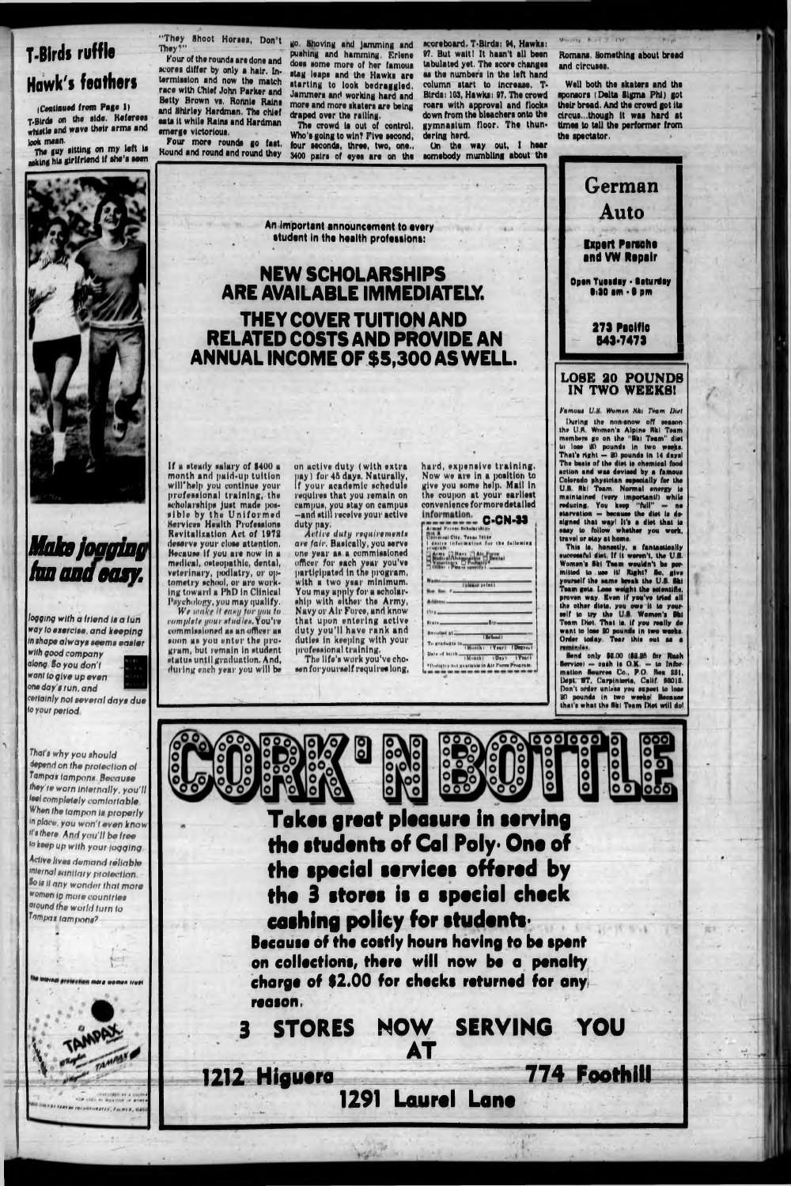# T-Birds ruffle Hawk's feathers

(Continued from Page 1)

T-Birds on the side. Referees whistle and wave their arms and look mean.

The guy sitting on my left is asking his girlfriend if she's seen "They Shoot Horses, Don't They?"

Four of the rounds are done and scores differ by only a hair. Intermission and now the match race with Chief John Parker and Betty Brown vs. Ronnie Rains and Shirley Hardman. The chief eats it while Rains and Hardman emerge victorious.

Four more rounds go fast. Round and round and round they go. Shoving and jamming and pushing and hamming. Erlene does some more of her famous stag leaps and the Hawks are starting to look bedraggled. Jammers and working hard and more and more skaters are being draped over the railing.

The crowd is out of control. Who's going to win? Five second, four seconds, three, two, one.. 3400 pairs of eyes are on the scoreboard. T-Birds: 94, Hawks: 97. But wait! It hasn't all been tabulated yet. The score changes as the numbers in the left hand column start to increase. T-Birds: 103, Hawks: 97. The crowd roars with approval and flocks down from the bleachers onto the gymnasium floor. The thundering herd.

On the way out, I hear somebody mumbling about the Romans. Something about bread and circuses.

Well both the skaters and the sponsors (Delta Sigma Phi) got their bread. And the crowd got its circus...though it was hard at times to tell the performer from the spectator.

---

## Make jogging fun and easy.

Jogging with a friend is a fun way to exercise, and keeping in shape always seems easier with good company along. So you don't want to give up even one day's run, and certainly not several days due to your period.

That's why you should depend on the protection of Tampax tampons. Because they're worn internally, you'll feel completely comfortable. When the tampon is properly in place, you won't even know it's there. And you'll be free to keep up with your jogging.

Active lives demand reliable internal sanitary protection. So is it any wonder that more women in more countries around the world turn to Tampax tampons?

The internal protection more women trust

---

An important announcement to every student in the health professions:

## NEW SCHOLARSHIPS ARE AVAILABLE IMMEDIATELY.

## THEY COVER TUITION AND RELATED COSTS AND PROVIDE AN ANNUAL INCOME OF $5,300 AS WELL.

If a steady salary of $400 a month and paid-up tuition will help you continue your professional training, the scholarships just made possible by the Uniformed Services Health Professions Revitalization Act of 1972 deserve your close attention. Because if you are now in a medical, osteopathic, dental, veterinary, podiatry, or optometry school, or are working toward a PhD in Clinical Psychology, you may qualify.

*We make it easy for you to complete your studies.* You're commissioned as an officer as soon as you enter the program, but remain in student status until graduation. And, during each year you will be on active duty (with extra pay) for 45 days. Naturally, if your academic schedule requires that you remain on campus, you stay on campus —and still receive your active duty pay.

*Active duty requirements are fair.* Basically, you serve one year as a commissioned officer for each year you've participated in the program, with a two year minimum. You may apply for a scholarship with either the Army, Navy or Air Force, and know that upon entering active duty you'll have rank and duties in keeping with your professional training.

The life's work you've chosen for yourself requires long, hard, expensive training. Now we are in a position to give you some help. Mail in the coupon at your earliest convenience for more detailed information.

C-CN-33

Armed Forces Scholarships
Box A
Universal City, Texas 78148
I desire information for the following program:
Army ☐ Navy ☐ Air Force ☐
Medical/Osteopathic ☐ Dental ☐
Veterinary ☐ Podiatry ☐
Other (Please specify)

Name ____ (please print)
Soc. Sec. # ____
Address ____
City ____
State ____ Zip ____
Enrolled at ____ (School)
To graduate in ____ (Month) (Year) (Degree)
Date of birth ____ (Month) (Day) (Year)
*Podiatry not available in Air Force Program.

---

## German Auto

**Expert Porsche and VW Repair**

Open Tuesday - Saturday
8:30 am - 6 pm

273 Pacific
543-7473

---

## LOSE 20 POUNDS IN TWO WEEKS!

*Famous U.S. Women Ski Team Diet*

During the non-snow off season the U.S. Women's Alpine Ski Team members go on the "Ski Team" diet to lose 20 pounds in two weeks. That's right — 20 pounds in 14 days! The basis of the diet is chemical food action and was devised by a famous Colorado physician especially for the U.S. Ski Team. Normal energy is maintained (very important!) while reducing. You keep "full" — no starvation — because the diet is designed that way! It's a diet that is easy to follow whether you work, travel or stay at home.

This is, honestly, a fantastically successful diet. If it weren't, the U.S. Women's Ski Team wouldn't be permitted to use it! Right? So, give yourself the same break the U.S. Ski Team gets. Lose weight the scientific, proven way. Even if you've tried all the other diets, you owe it to yourself to try the U.S. Women's Ski Team Diet. That is, if you really do want to lose 20 pounds in two weeks. Order today. Tear this out as a reminder.

Send only $2.00 ($2.25 for Rush Service) — cash is O.K. — to Information Sources Co., P.O. Box 231, Dept. ST, Carpinteria, Calif. 93013. Don't order unless you expect to lose 20 pounds in two weeks! Because that's what the Ski Team Diet will do!

---

# CORK 'N BOTTLE

**Takes great pleasure in serving the students of Cal Poly. One of the special services offered by the 3 stores is a special check cashing policy for students.**

**Because of the costly hours having to be spent on collections, there will now be a penalty charge of $2.00 for checks returned for any reason.**

## 3 STORES NOW SERVING YOU AT

**1212 Higuera** | **774 Foothill** | **1291 Laurel Lane**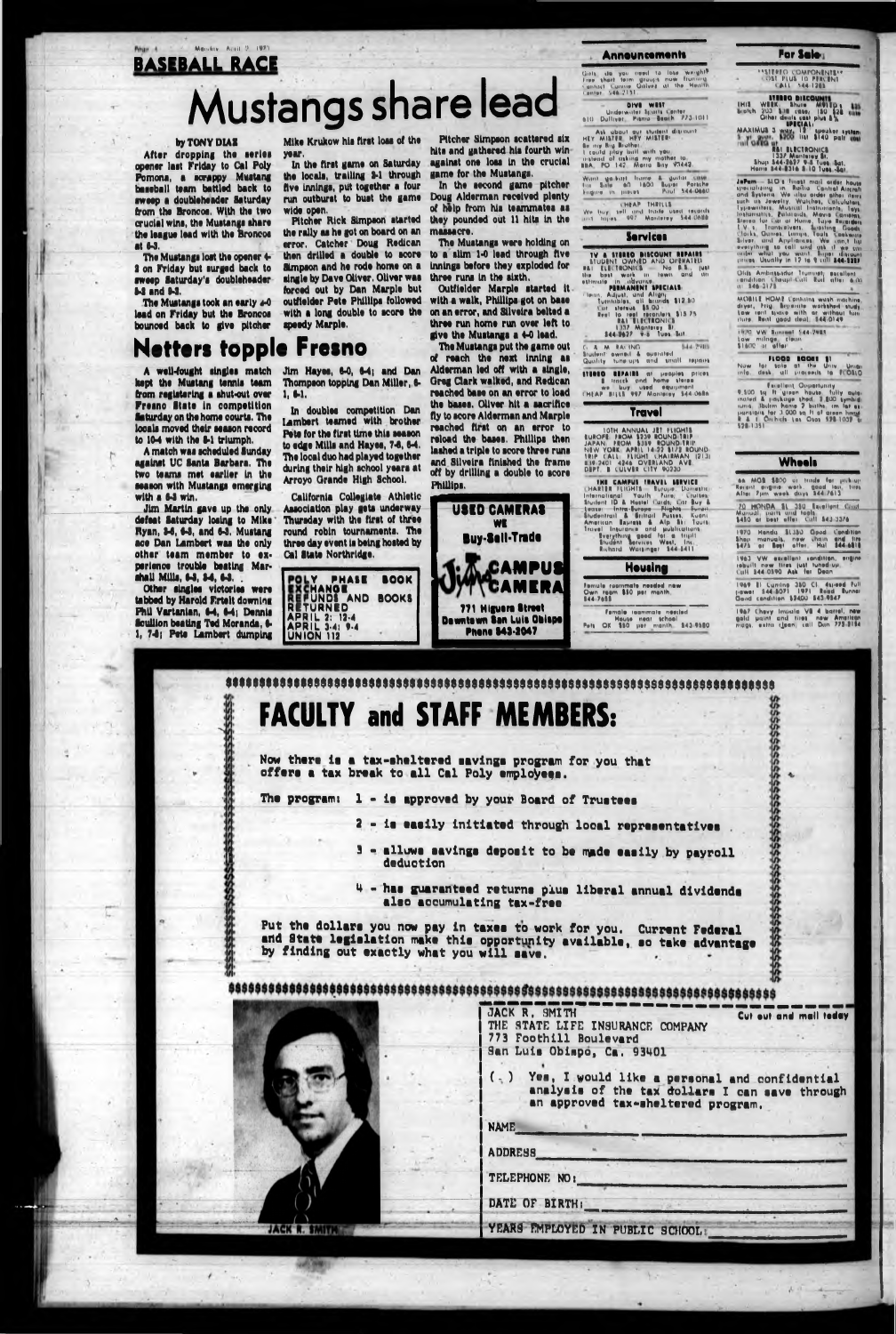## BASEBALL RACE

# Mustangs share lead

by TONY DIAZ

After dropping the series opener last Friday to Cal Poly Pomona, a scrappy Mustang baseball team battled back to sweep a doubleheader Saturday from the Broncos. With the two crucial wins, the Mustangs share the league lead with the Broncos at 6-3.

The Mustangs lost the opener 4-2 on Friday but surged back to sweep Saturday's doubleheader 5-3 and 9-3.

The Mustangs took an early 4-0 lead on Friday but the Broncos bounced back to give pitcher Mike Krukow his first loss of the year.

In the first game on Saturday the locals, trailing 3-1 through five innings, put together a four run outburst to bust the game wide open.

Pitcher Rick Simpson started the rally as he got on board on an error. Catcher Doug Redican then drilled a double to score Simpson and he rode home on a single by Dave Oliver. Oliver was forced out by Dan Marple but outfielder Pete Phillips followed with a long double to score the speedy Marple.

Pitcher Simpson scattered six hits and gathered his fourth win against one loss in the crucial game for the Mustangs.

In the second game pitcher Doug Alderman received plenty of help from his teammates as they pounded out 11 hits in the massacre.

The Mustangs were holding on to a slim 1-0 lead through five innings before they exploded for three runs in the sixth.

Outfielder Marple started it with a walk, Phillips got on base on an error, and Silveira belted a three run home run over left to give the Mustangs a 4-0 lead.

The Mustangs put the game out of reach the next inning as Alderman led off with a single, Greg Clark walked, and Redican reached base on an error to load the bases. Oliver hit a sacrifice fly to score Alderman and Marple reached first on an error to reload the bases. Phillips then lashed a triple to score three runs and Silveira finished the frame off by drilling a double to score Phillips.

# Netters topple Fresno

A well-fought singles match kept the Mustang tennis team from registering a shut-out over Fresno State in competition Saturday on the home courts. The locals moved their season record to 10-4 with the 8-1 triumph.

A match was scheduled Sunday against UC Santa Barbara. The two teams met earlier in the season with Mustangs emerging with a 5-3 win.

Jim Martin gave up the only defeat Saturday losing to Mike Ryan, 3-6, 6-3, and 6-3. Mustang ace Dan Lambert was the only other team member to experience trouble beating Marshall Mills, 6-3, 3-6, 6-3.

Other singles victories were tabbed by Harold Frtelt downing Phil Vartanian, 6-4, 6-4; Dennis Scullion beating Ted Moranda, 6-1, 7-5; Pete Lambert dumping Jim Hayes, 6-0, 6-4; and Dan Thompson topping Dan Miller, 6-1, 6-1.

In doubles competition Dan Lambert teamed with brother Pete for the first time this season to edge Mills and Hayes, 7-5, 6-4. The local duo had played together during their high school years at Arroyo Grande High School.

California Collegiate Athletic Association play gets underway Thursday with the first of three round robin tournaments. The three day event is being hosted by Cal State Northridge.

POLY PHASE BOOK EXCHANGE
REFUNDS AND BOOKS RETURNED
APRIL 2: 12-4
APRIL 3-4: 9-4
UNION 112

USED CAMERAS
WE
Buy-Sell-Trade
Jim's CAMPUS CAMERA
771 Higuera Street
Downtown San Luis Obispo
Phone 543-2047

## Announcements

Girls, do you need to lose weight? Free short term groups now forming. Contact Connie Dalvez at the Health Center 546-2151

DIVE WEST
Underwater Sports Center
610 Dolliver, Pismo Beach 773-1011
Ask about our student discount

HEY MISTER, HEY MISTER! Be my Big Brother. I could play ball with you instead of asking my mother to. BBA, PO 142 Morro Bay 93442

Want go-kart frame & guitar case for Sale 60 1600 Super Porsche Engine in pieces Paul 544-0660

CHEAP THRILLS
We buy, sell and trade used records and tapes. 997 Monterey 544-0686

## Services

TV & STEREO DISCOUNT REPAIRS
STUDENT OWNED AND OPERATED
R&I ELECTRONICS. No B.S., just the best work in town and an estimate in advance.
PERMANENT SPECIALS
Clean, Adjust, and Align Turntables, all brands $12.50
Car stereos $5.00
Reel to reel recorders $13.75
R&I ELECTRONICS
1337 Monterey St.
544-3637 9-5 Tues.-Sat.

C. A. M. RACING 544-7985
Student owned & operated
Quality tune-ups and small repairs

STEREO REPAIRS at peoples prices
8 track and home stereo
we buy used equipment
CHEAP BILLS 997 Monterey 544-0686

## Travel

10TH ANNUAL JET FLIGHTS
EUROPE FROM $239 ROUND-TRIP
JAPAN FROM $339 ROUND-TRIP
NEW YORK APRIL 14-22 $172 ROUND-TRIP CALL FLIGHT CHAIRMAN (213) 839-2401 4246 OVERLAND AVE. DEPT. B CULVER CITY 90230

THE CAMPUS TRAVEL SERVICE
CHARTER FLIGHTS — Europe, Domestic, International, Youth Fare, Cruises, Student ID & Hostel Cards, Car Buy & Lease, Intra-Europe Flights, Eurail, Studentrail & Britrail Passes, Kuoni American Express & Alp Ski Tours. Travel Insurance and publications. Everything good for a trip!!! Student Services West, Inc.
Richard Wolsinger 544-5411

## Housing

Female roommate needed now Own room $50 per month 544-7655

Female roommate needed House near school Pets OK $80 per month 543-9580

## For Sale

**STEREO COMPONENTS**
COST PLUS 10 PERCENT
CALL 544-1285

STEREO DISCOUNTS
THIS WEEK: Shure M91ED $35
Scotch 203 $18 case, 150 $28 case
Other deals cost plus 8%
SPECIAL
MAXIMUS 3 way, 12" speaker system 5 yr guar. $200 list $140 pair
R&I ELECTRONICS
1337 Monterey St.
Shop 544-3637 9-5 Tues.-Sat.
Home 544-8316 5-10 Tues.-Sat.

JaPam — SLO's finest mail order house specializing in Radio Control Aircraft and Systems. We also order other items such as Jewelry, Watches, Calculators, Typewriters, Musical Instruments, Toys, Instamatics, Polaroids, Movie Cameras, Stereo for Car or Home, Tape Recorders, T.V.'s, Transceivers, Sporting Goods, Clocks, Games, Lamps, Tools, Cookware, Silver, and Appliances. We can't list everything so call and ask if we can order what you want. Super discount prices. Usually in 12 to 9 call 544-3359

Girls Ambassador Trunk, excellent condition. Cheap! Call Bill after 6:00 at 546-3179

MOBILE HOME Contains wash machine, dryer, frig. Separate workshed study. Low rent space with or without furniture. Rent good deal. 544-0149

1970 VW Sunroof 544-7985
Low milage, clean
$1600 or offer

FLOOD SCOOPS $1
Now for sale at the Univ. Union info. desk. All proceeds to FLOSLO

Excellent Opportunity
9,500 sq ft green house, fully automated & package shed. 3,800 symbidiums. 2bdrm home 2 baths, on lot suspansions for 3,000 sq ft of green house. R & L Orchids Los Osos 528-1039 or 528-1351

## Wheels

66 MGB $800 or trade for pickup. Recent engine work, good top, tires. After 7pm week days 544-7612

70 HONDA SL 350 Excellent Cond. Manual, parts and tools. $450 or best offer. Call 543-3376

1970 Honda SL350 Good condition. Shop manuals, new chain and tire. $475 or best offer. Hal 544-6818

1963 VW excellent condition, engine rebuilt new tires just tuned up. Call 544-0590 Ask for Dean

1969 El Camino 350 Cl. 4-speed Full power 544-8071 1971 Road Runner Good condition $3400 543-9567

1967 Chevy Impala V8 4 barrel, new gold paint and tires, new American mags, extra clean, call Dan 773-8184

# FACULTY and STAFF MEMBERS:

Now there is a tax-sheltered savings program for you that offers a tax break to all Cal Poly employees.

The program: 1 - is approved by your Board of Trustees

2 - is easily initiated through local representatives

3 - allows savings deposit to be made easily by payroll deduction

4 - has guaranteed returns plus liberal annual dividends also accumulating tax-free

Put the dollars you now pay in taxes to work for you. Current Federal and State legislation make this opportunity available, so take advantage by finding out exactly what you will save.

JACK R. SMITH

JACK R. SMITH
THE STATE LIFE INSURANCE COMPANY
773 Foothill Boulevard
San Luis Obispo, Ca. 93401

Cut out and mail today

( ) Yes, I would like a personal and confidential analysis of the tax dollars I can save through an approved tax-sheltered program.

NAME

ADDRESS

TELEPHONE NO:

DATE OF BIRTH:

YEARS EMPLOYED IN PUBLIC SCHOOL: